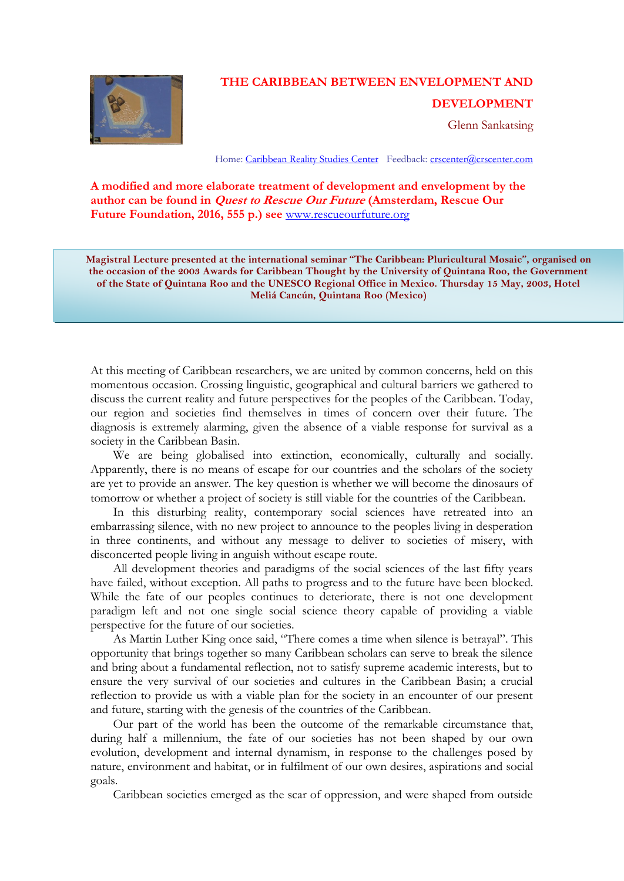# THE CARIBBEAN BETWEEN ENVELOPMENT AND DEVELOPMENT

Glenn Sankatsing

Home: [Caribbean Reality Studies Center](http://www.crscenter.com) Feedback: [crscenter@crscenter.com](mailto:crscenter@crscenter.com)

**A modified and more elaborate treatment of development and envelopment by the author can be found in *Quest to Rescue Our Future* (Amsterdam, Rescue Our Future Foundation, 2016, 555 p.) see [www.rescueourfuture.org](http://www.rescueourfuture.org)**

**Magistral Lecture presented at the international seminar "The Caribbean: Pluricultural Mosaic", organised on the occasion of the 2003 Awards for Caribbean Thought by the University of Quintana Roo, the Government of the State of Quintana Roo and the UNESCO Regional Office in Mexico. Thursday 15 May, 2003, Hotel Meliá Cancún, Quintana Roo (Mexico)**

At this meeting of Caribbean researchers, we are united by common concerns, held on this momentous occasion. Crossing linguistic, geographical and cultural barriers we gathered to discuss the current reality and future perspectives for the peoples of the Caribbean. Today, our region and societies find themselves in times of concern over their future. The diagnosis is extremely alarming, given the absence of a viable response for survival as a society in the Caribbean Basin.

We are being globalised into extinction, economically, culturally and socially. Apparently, there is no means of escape for our countries and the scholars of the society are yet to provide an answer. The key question is whether we will become the dinosaurs of tomorrow or whether a project of society is still viable for the countries of the Caribbean.

In this disturbing reality, contemporary social sciences have retreated into an embarrassing silence, with no new project to announce to the peoples living in desperation in three continents, and without any message to deliver to societies of misery, with disconcerted people living in anguish without escape route.

All development theories and paradigms of the social sciences of the last fifty years have failed, without exception. All paths to progress and to the future have been blocked. While the fate of our peoples continues to deteriorate, there is not one development paradigm left and not one single social science theory capable of providing a viable perspective for the future of our societies.

As Martin Luther King once said, "There comes a time when silence is betrayal". This opportunity that brings together so many Caribbean scholars can serve to break the silence and bring about a fundamental reflection, not to satisfy supreme academic interests, but to ensure the very survival of our societies and cultures in the Caribbean Basin; a crucial reflection to provide us with a viable plan for the society in an encounter of our present and future, starting with the genesis of the countries of the Caribbean.

Our part of the world has been the outcome of the remarkable circumstance that, during half a millennium, the fate of our societies has not been shaped by our own evolution, development and internal dynamism, in response to the challenges posed by nature, environment and habitat, or in fulfilment of our own desires, aspirations and social goals.

Caribbean societies emerged as the scar of oppression, and were shaped from outside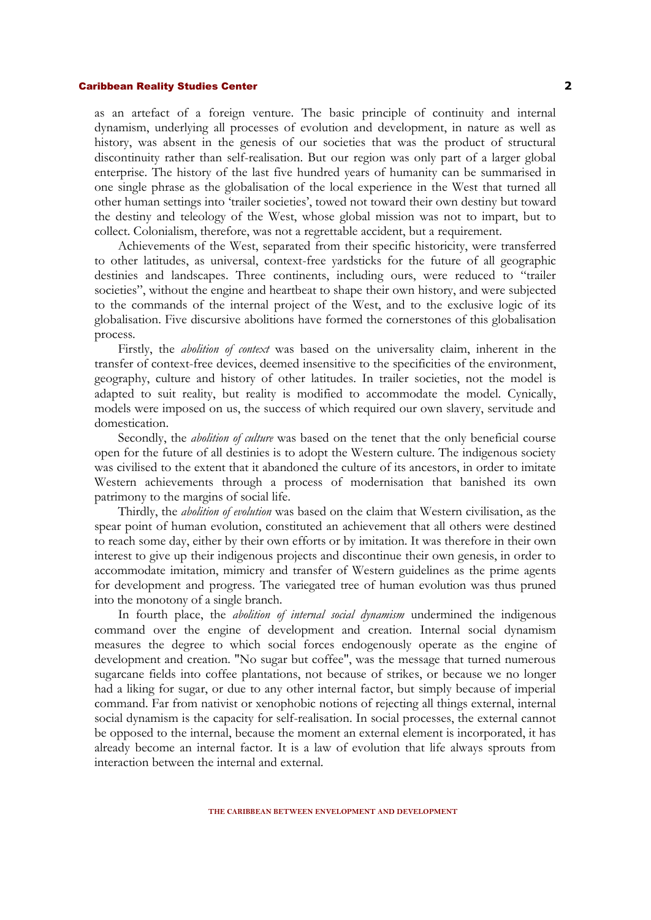as an artefact of a foreign venture. The basic principle of continuity and internal dynamism, underlying all processes of evolution and development, in nature as well as history, was absent in the genesis of our societies that was the product of structural discontinuity rather than self-realisation. But our region was only part of a larger global enterprise. The history of the last five hundred years of humanity can be summarised in one single phrase as the globalisation of the local experience in the West that turned all other human settings into 'trailer societies', towed not toward their own destiny but toward the destiny and teleology of the West, whose global mission was not to impart, but to collect. Colonialism, therefore, was not a regrettable accident, but a requirement.

Achievements of the West, separated from their specific historicity, were transferred to other latitudes, as universal, context-free yardsticks for the future of all geographic destinies and landscapes. Three continents, including ours, were reduced to "trailer societies", without the engine and heartbeat to shape their own history, and were subjected to the commands of the internal project of the West, and to the exclusive logic of its globalisation. Five discursive abolitions have formed the cornerstones of this globalisation process.

Firstly, the *abolition of context* was based on the universality claim, inherent in the transfer of context-free devices, deemed insensitive to the specificities of the environment, geography, culture and history of other latitudes. In trailer societies, not the model is adapted to suit reality, but reality is modified to accommodate the model. Cynically, models were imposed on us, the success of which required our own slavery, servitude and domestication.

Secondly, the *abolition of culture* was based on the tenet that the only beneficial course open for the future of all destinies is to adopt the Western culture. The indigenous society was civilised to the extent that it abandoned the culture of its ancestors, in order to imitate Western achievements through a process of modernisation that banished its own patrimony to the margins of social life.

Thirdly, the *abolition of evolution* was based on the claim that Western civilisation, as the spear point of human evolution, constituted an achievement that all others were destined to reach some day, either by their own efforts or by imitation. It was therefore in their own interest to give up their indigenous projects and discontinue their own genesis, in order to accommodate imitation, mimicry and transfer of Western guidelines as the prime agents for development and progress. The variegated tree of human evolution was thus pruned into the monotony of a single branch.

In fourth place, the *abolition of internal social dynamism* undermined the indigenous command over the engine of development and creation. Internal social dynamism measures the degree to which social forces endogenously operate as the engine of development and creation. "No sugar but coffee", was the message that turned numerous sugarcane fields into coffee plantations, not because of strikes, or because we no longer had a liking for sugar, or due to any other internal factor, but simply because of imperial command. Far from nativist or xenophobic notions of rejecting all things external, internal social dynamism is the capacity for self-realisation. In social processes, the external cannot be opposed to the internal, because the moment an external element is incorporated, it has already become an internal factor. It is a law of evolution that life always sprouts from interaction between the internal and external.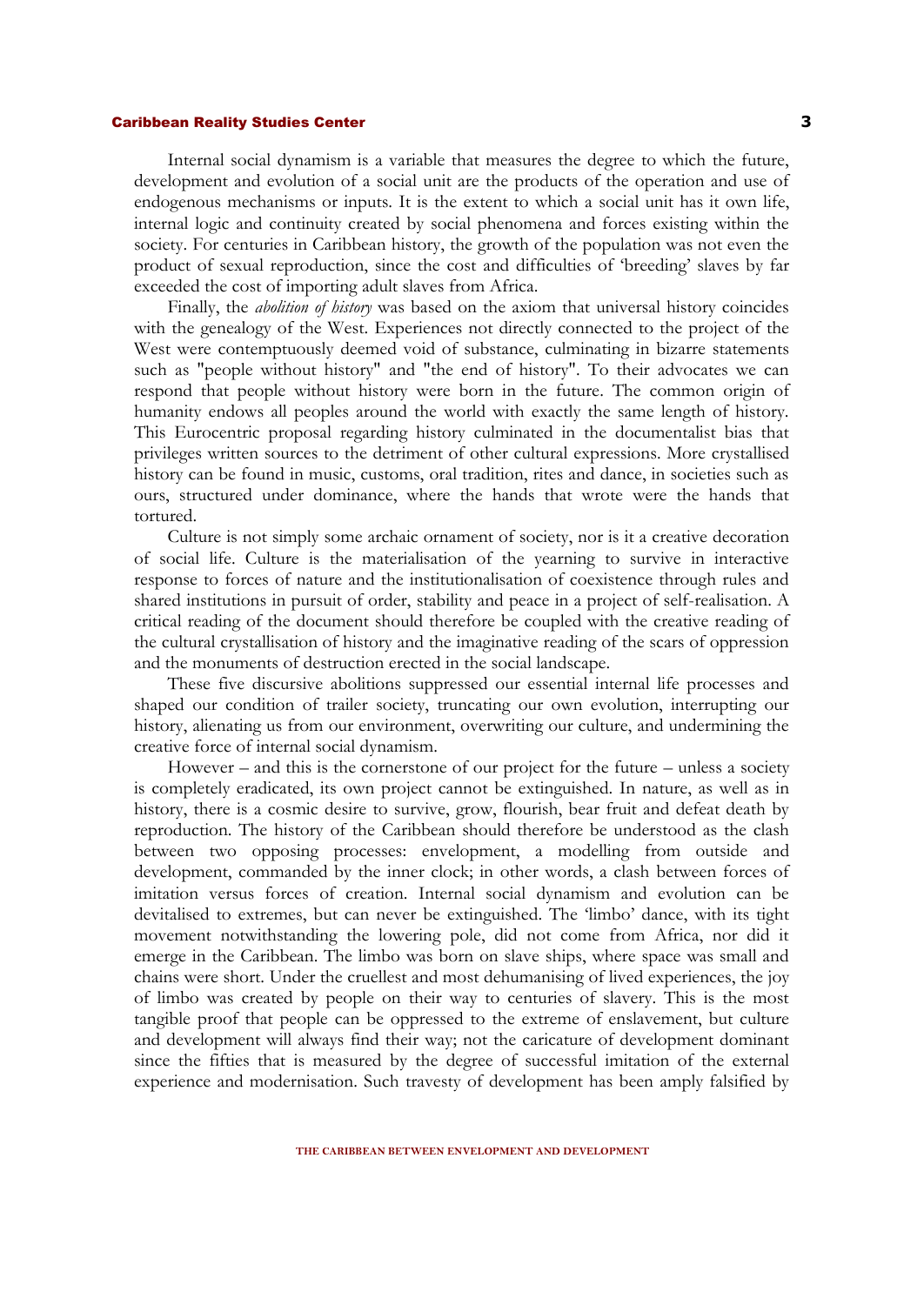Internal social dynamism is a variable that measures the degree to which the future, development and evolution of a social unit are the products of the operation and use of endogenous mechanisms or inputs. It is the extent to which a social unit has it own life, internal logic and continuity created by social phenomena and forces existing within the society. For centuries in Caribbean history, the growth of the population was not even the product of sexual reproduction, since the cost and difficulties of 'breeding' slaves by far exceeded the cost of importing adult slaves from Africa.

Finally, the *abolition of history* was based on the axiom that universal history coincides with the genealogy of the West. Experiences not directly connected to the project of the West were contemptuously deemed void of substance, culminating in bizarre statements such as "people without history" and "the end of history". To their advocates we can respond that people without history were born in the future. The common origin of humanity endows all peoples around the world with exactly the same length of history. This Eurocentric proposal regarding history culminated in the documentalist bias that privileges written sources to the detriment of other cultural expressions. More crystallised history can be found in music, customs, oral tradition, rites and dance, in societies such as ours, structured under dominance, where the hands that wrote were the hands that tortured.

Culture is not simply some archaic ornament of society, nor is it a creative decoration of social life. Culture is the materialisation of the yearning to survive in interactive response to forces of nature and the institutionalisation of coexistence through rules and shared institutions in pursuit of order, stability and peace in a project of self-realisation. A critical reading of the document should therefore be coupled with the creative reading of the cultural crystallisation of history and the imaginative reading of the scars of oppression and the monuments of destruction erected in the social landscape.

These five discursive abolitions suppressed our essential internal life processes and shaped our condition of trailer society, truncating our own evolution, interrupting our history, alienating us from our environment, overwriting our culture, and undermining the creative force of internal social dynamism.

However – and this is the cornerstone of our project for the future – unless a society is completely eradicated, its own project cannot be extinguished. In nature, as well as in history, there is a cosmic desire to survive, grow, flourish, bear fruit and defeat death by reproduction. The history of the Caribbean should therefore be understood as the clash between two opposing processes: envelopment, a modelling from outside and development, commanded by the inner clock; in other words, a clash between forces of imitation versus forces of creation. Internal social dynamism and evolution can be devitalised to extremes, but can never be extinguished. The 'limbo' dance, with its tight movement notwithstanding the lowering pole, did not come from Africa, nor did it emerge in the Caribbean. The limbo was born on slave ships, where space was small and chains were short. Under the cruellest and most dehumanising of lived experiences, the joy of limbo was created by people on their way to centuries of slavery. This is the most tangible proof that people can be oppressed to the extreme of enslavement, but culture and development will always find their way; not the caricature of development dominant since the fifties that is measured by the degree of successful imitation of the external experience and modernisation. Such travesty of development has been amply falsified by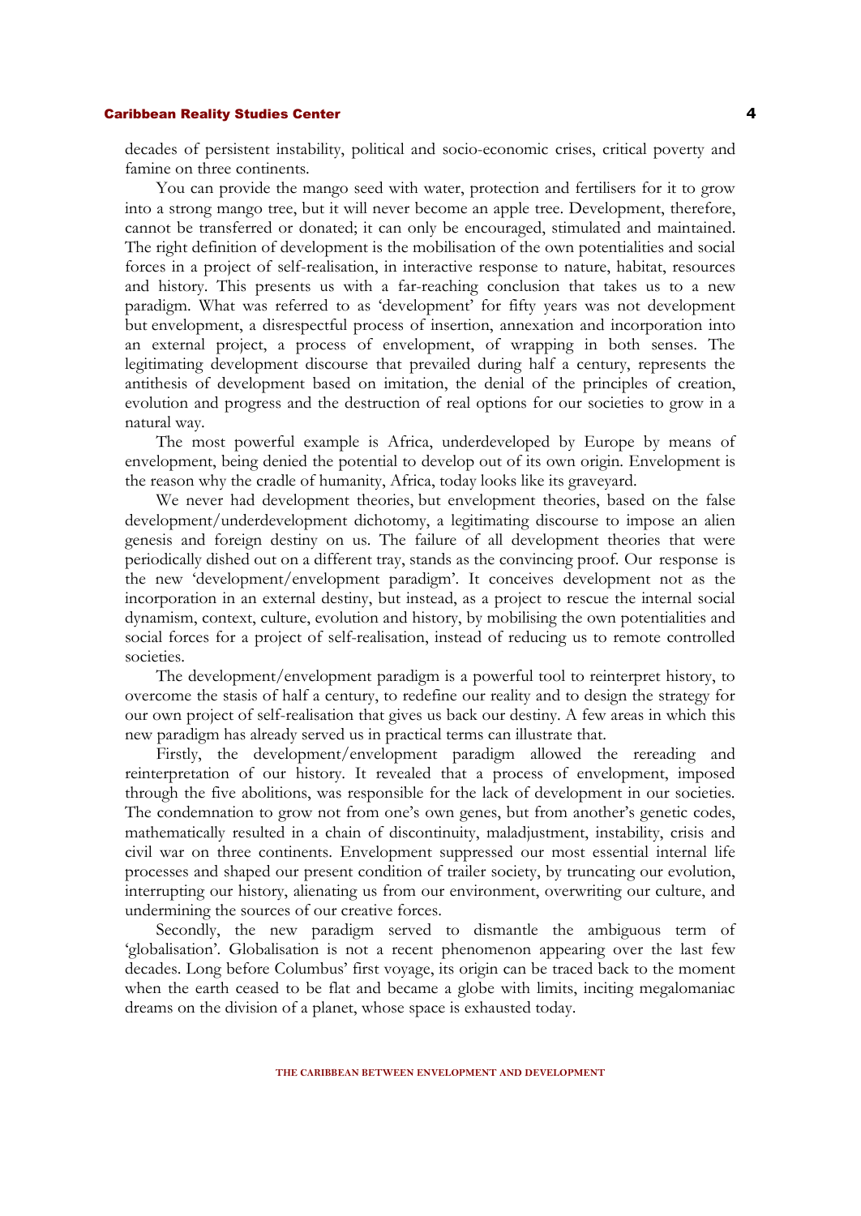decades of persistent instability, political and socio-economic crises, critical poverty and famine on three continents.

You can provide the mango seed with water, protection and fertilisers for it to grow into a strong mango tree, but it will never become an apple tree. Development, therefore, cannot be transferred or donated; it can only be encouraged, stimulated and maintained. The right definition of development is the mobilisation of the own potentialities and social forces in a project of self-realisation, in interactive response to nature, habitat, resources and history. This presents us with a far-reaching conclusion that takes us to a new paradigm. What was referred to as 'development' for fifty years was not development but envelopment, a disrespectful process of insertion, annexation and incorporation into an external project, a process of envelopment, of wrapping in both senses. The legitimating development discourse that prevailed during half a century, represents the antithesis of development based on imitation, the denial of the principles of creation, evolution and progress and the destruction of real options for our societies to grow in a natural way.

The most powerful example is Africa, underdeveloped by Europe by means of envelopment, being denied the potential to develop out of its own origin. Envelopment is the reason why the cradle of humanity, Africa, today looks like its graveyard.

We never had development theories, but envelopment theories, based on the false development/underdevelopment dichotomy, a legitimating discourse to impose an alien genesis and foreign destiny on us. The failure of all development theories that were periodically dished out on a different tray, stands as the convincing proof. Our response is the new 'development/envelopment paradigm'. It conceives development not as the incorporation in an external destiny, but instead, as a project to rescue the internal social dynamism, context, culture, evolution and history, by mobilising the own potentialities and social forces for a project of self-realisation, instead of reducing us to remote controlled societies.

The development/envelopment paradigm is a powerful tool to reinterpret history, to overcome the stasis of half a century, to redefine our reality and to design the strategy for our own project of self-realisation that gives us back our destiny. A few areas in which this new paradigm has already served us in practical terms can illustrate that.

Firstly, the development/envelopment paradigm allowed the rereading and reinterpretation of our history. It revealed that a process of envelopment, imposed through the five abolitions, was responsible for the lack of development in our societies. The condemnation to grow not from one's own genes, but from another's genetic codes, mathematically resulted in a chain of discontinuity, maladjustment, instability, crisis and civil war on three continents. Envelopment suppressed our most essential internal life processes and shaped our present condition of trailer society, by truncating our evolution, interrupting our history, alienating us from our environment, overwriting our culture, and undermining the sources of our creative forces.

Secondly, the new paradigm served to dismantle the ambiguous term of 'globalisation'. Globalisation is not a recent phenomenon appearing over the last few decades. Long before Columbus' first voyage, its origin can be traced back to the moment when the earth ceased to be flat and became a globe with limits, inciting megalomaniac dreams on the division of a planet, whose space is exhausted today.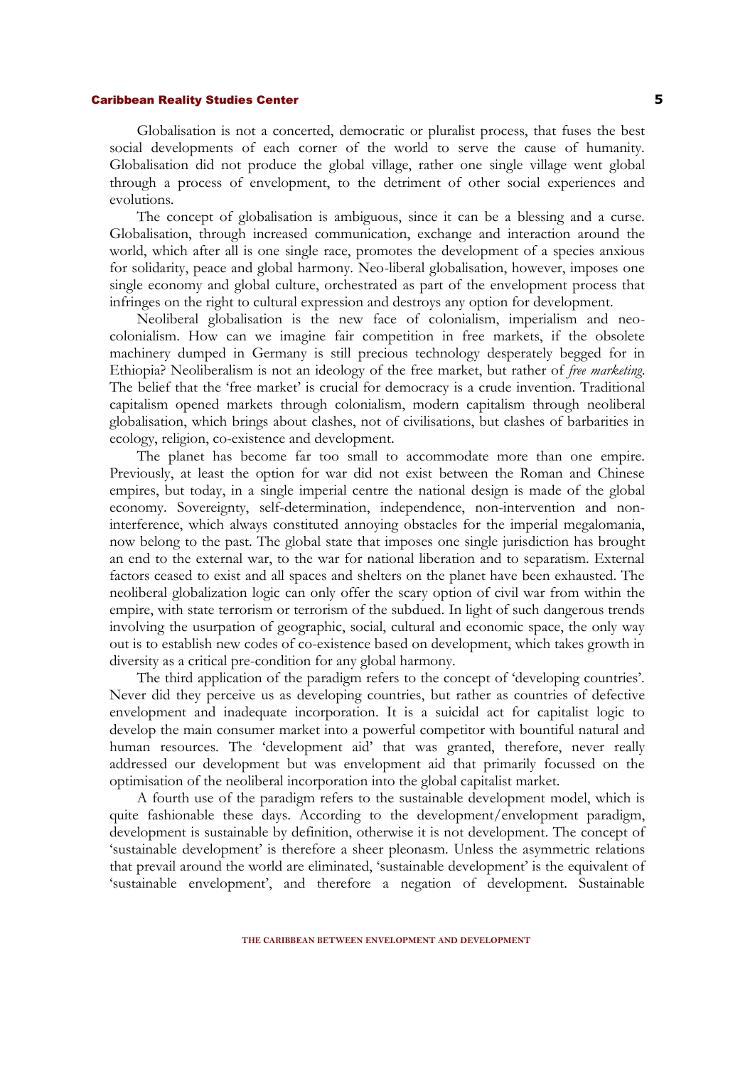Globalisation is not a concerted, democratic or pluralist process, that fuses the best social developments of each corner of the world to serve the cause of humanity. Globalisation did not produce the global village, rather one single village went global through a process of envelopment, to the detriment of other social experiences and evolutions.

The concept of globalisation is ambiguous, since it can be a blessing and a curse. Globalisation, through increased communication, exchange and interaction around the world, which after all is one single race, promotes the development of a species anxious for solidarity, peace and global harmony. Neo-liberal globalisation, however, imposes one single economy and global culture, orchestrated as part of the envelopment process that infringes on the right to cultural expression and destroys any option for development.

Neoliberal globalisation is the new face of colonialism, imperialism and neo-colonialism. How can we imagine fair competition in free markets, if the obsolete machinery dumped in Germany is still precious technology desperately begged for in Ethiopia? Neoliberalism is not an ideology of the free market, but rather of *free marketing*. The belief that the 'free market' is crucial for democracy is a crude invention. Traditional capitalism opened markets through colonialism, modern capitalism through neoliberal globalisation, which brings about clashes, not of civilisations, but clashes of barbarities in ecology, religion, co-existence and development.

The planet has become far too small to accommodate more than one empire. Previously, at least the option for war did not exist between the Roman and Chinese empires, but today, in a single imperial centre the national design is made of the global economy. Sovereignty, self-determination, independence, non-intervention and non-interference, which always constituted annoying obstacles for the imperial megalomania, now belong to the past. The global state that imposes one single jurisdiction has brought an end to the external war, to the war for national liberation and to separatism. External factors ceased to exist and all spaces and shelters on the planet have been exhausted. The neoliberal globalization logic can only offer the scary option of civil war from within the empire, with state terrorism or terrorism of the subdued. In light of such dangerous trends involving the usurpation of geographic, social, cultural and economic space, the only way out is to establish new codes of co-existence based on development, which takes growth in diversity as a critical pre-condition for any global harmony.

The third application of the paradigm refers to the concept of 'developing countries'. Never did they perceive us as developing countries, but rather as countries of defective envelopment and inadequate incorporation. It is a suicidal act for capitalist logic to develop the main consumer market into a powerful competitor with bountiful natural and human resources. The 'development aid' that was granted, therefore, never really addressed our development but was envelopment aid that primarily focussed on the optimisation of the neoliberal incorporation into the global capitalist market.

A fourth use of the paradigm refers to the sustainable development model, which is quite fashionable these days. According to the development/envelopment paradigm, development is sustainable by definition, otherwise it is not development. The concept of 'sustainable development' is therefore a sheer pleonasm. Unless the asymmetric relations that prevail around the world are eliminated, 'sustainable development' is the equivalent of 'sustainable envelopment', and therefore a negation of development. Sustainable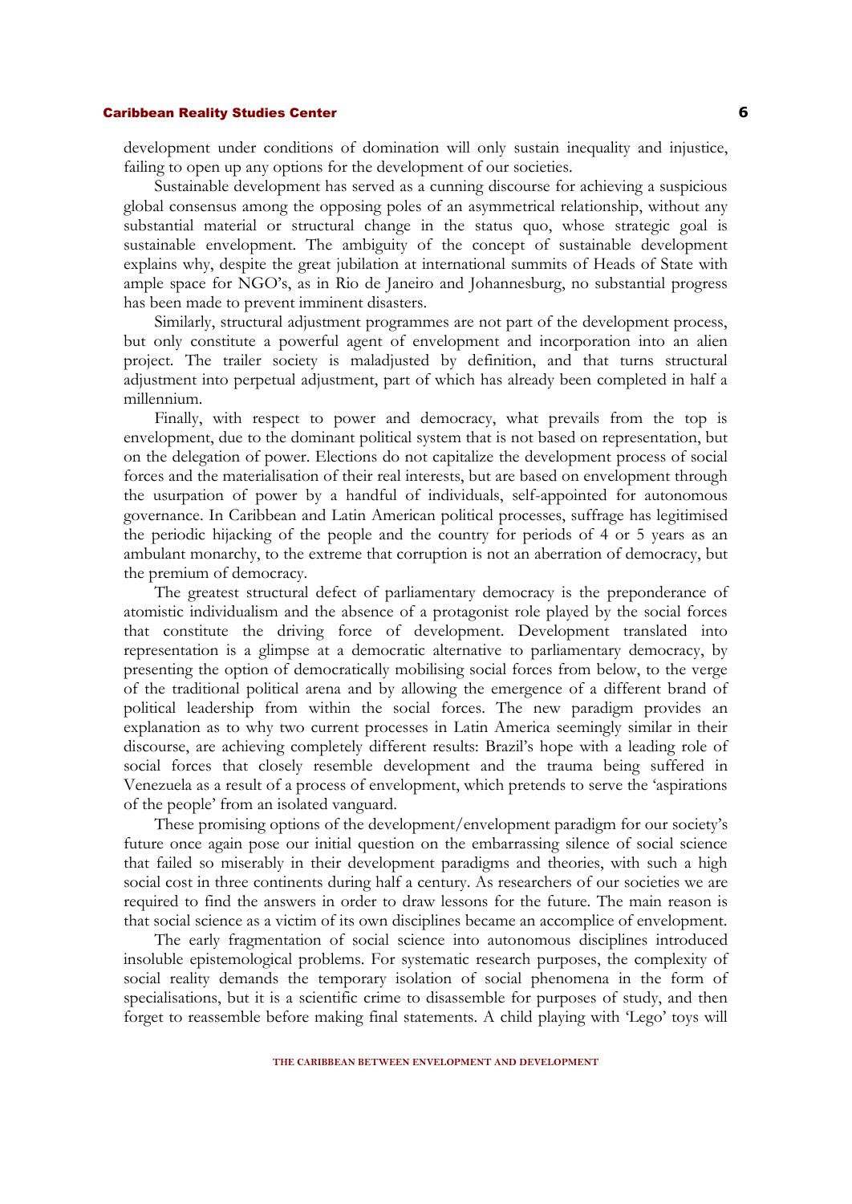development under conditions of domination will only sustain inequality and injustice, failing to open up any options for the development of our societies.

Sustainable development has served as a cunning discourse for achieving a suspicious global consensus among the opposing poles of an asymmetrical relationship, without any substantial material or structural change in the status quo, whose strategic goal is sustainable envelopment. The ambiguity of the concept of sustainable development explains why, despite the great jubilation at international summits of Heads of State with ample space for NGO's, as in Rio de Janeiro and Johannesburg, no substantial progress has been made to prevent imminent disasters.

Similarly, structural adjustment programmes are not part of the development process, but only constitute a powerful agent of envelopment and incorporation into an alien project. The trailer society is maladjusted by definition, and that turns structural adjustment into perpetual adjustment, part of which has already been completed in half a millennium.

Finally, with respect to power and democracy, what prevails from the top is envelopment, due to the dominant political system that is not based on representation, but on the delegation of power. Elections do not capitalize the development process of social forces and the materialisation of their real interests, but are based on envelopment through the usurpation of power by a handful of individuals, self-appointed for autonomous governance. In Caribbean and Latin American political processes, suffrage has legitimised the periodic hijacking of the people and the country for periods of 4 or 5 years as an ambulant monarchy, to the extreme that corruption is not an aberration of democracy, but the premium of democracy.

The greatest structural defect of parliamentary democracy is the preponderance of atomistic individualism and the absence of a protagonist role played by the social forces that constitute the driving force of development. Development translated into representation is a glimpse at a democratic alternative to parliamentary democracy, by presenting the option of democratically mobilising social forces from below, to the verge of the traditional political arena and by allowing the emergence of a different brand of political leadership from within the social forces. The new paradigm provides an explanation as to why two current processes in Latin America seemingly similar in their discourse, are achieving completely different results: Brazil's hope with a leading role of social forces that closely resemble development and the trauma being suffered in Venezuela as a result of a process of envelopment, which pretends to serve the 'aspirations of the people' from an isolated vanguard.

These promising options of the development/envelopment paradigm for our society's future once again pose our initial question on the embarrassing silence of social science that failed so miserably in their development paradigms and theories, with such a high social cost in three continents during half a century. As researchers of our societies we are required to find the answers in order to draw lessons for the future. The main reason is that social science as a victim of its own disciplines became an accomplice of envelopment.

The early fragmentation of social science into autonomous disciplines introduced insoluble epistemological problems. For systematic research purposes, the complexity of social reality demands the temporary isolation of social phenomena in the form of specialisations, but it is a scientific crime to disassemble for purposes of study, and then forget to reassemble before making final statements. A child playing with 'Lego' toys will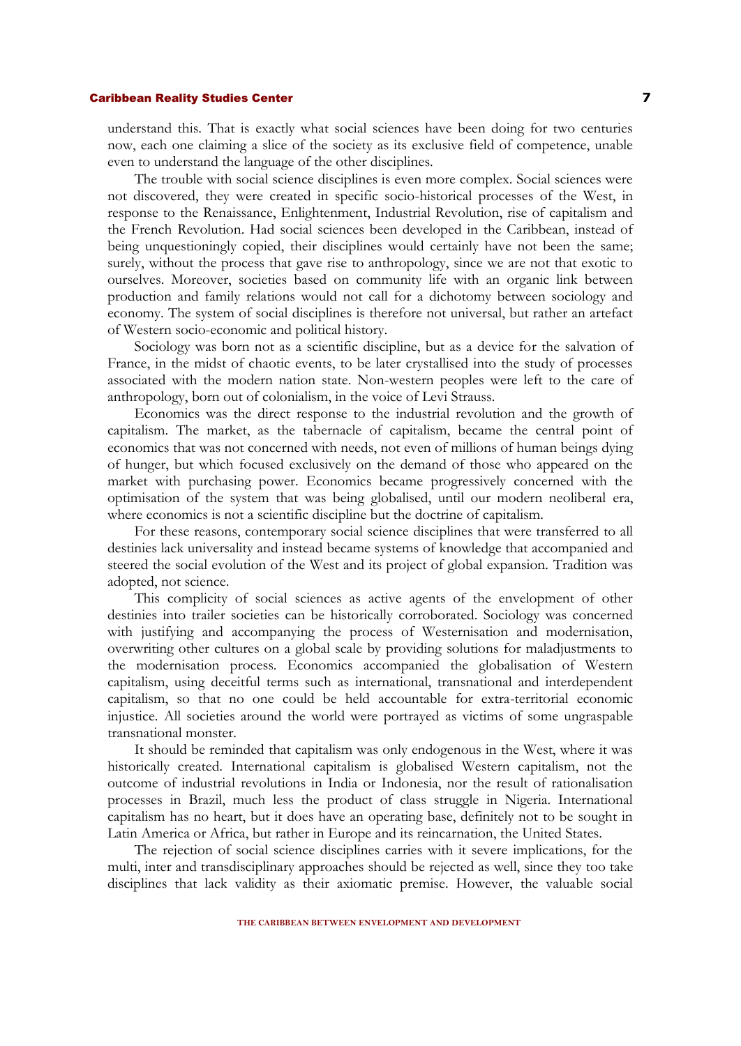understand this. That is exactly what social sciences have been doing for two centuries now, each one claiming a slice of the society as its exclusive field of competence, unable even to understand the language of the other disciplines.

The trouble with social science disciplines is even more complex. Social sciences were not discovered, they were created in specific socio-historical processes of the West, in response to the Renaissance, Enlightenment, Industrial Revolution, rise of capitalism and the French Revolution. Had social sciences been developed in the Caribbean, instead of being unquestioningly copied, their disciplines would certainly have not been the same; surely, without the process that gave rise to anthropology, since we are not that exotic to ourselves. Moreover, societies based on community life with an organic link between production and family relations would not call for a dichotomy between sociology and economy. The system of social disciplines is therefore not universal, but rather an artefact of Western socio-economic and political history.

Sociology was born not as a scientific discipline, but as a device for the salvation of France, in the midst of chaotic events, to be later crystallised into the study of processes associated with the modern nation state. Non-western peoples were left to the care of anthropology, born out of colonialism, in the voice of Levi Strauss.

Economics was the direct response to the industrial revolution and the growth of capitalism. The market, as the tabernacle of capitalism, became the central point of economics that was not concerned with needs, not even of millions of human beings dying of hunger, but which focused exclusively on the demand of those who appeared on the market with purchasing power. Economics became progressively concerned with the optimisation of the system that was being globalised, until our modern neoliberal era, where economics is not a scientific discipline but the doctrine of capitalism.

For these reasons, contemporary social science disciplines that were transferred to all destinies lack universality and instead became systems of knowledge that accompanied and steered the social evolution of the West and its project of global expansion. Tradition was adopted, not science.

This complicity of social sciences as active agents of the envelopment of other destinies into trailer societies can be historically corroborated. Sociology was concerned with justifying and accompanying the process of Westernisation and modernisation, overwriting other cultures on a global scale by providing solutions for maladjustments to the modernisation process. Economics accompanied the globalisation of Western capitalism, using deceitful terms such as international, transnational and interdependent capitalism, so that no one could be held accountable for extra-territorial economic injustice. All societies around the world were portrayed as victims of some ungraspable transnational monster.

It should be reminded that capitalism was only endogenous in the West, where it was historically created. International capitalism is globalised Western capitalism, not the outcome of industrial revolutions in India or Indonesia, nor the result of rationalisation processes in Brazil, much less the product of class struggle in Nigeria. International capitalism has no heart, but it does have an operating base, definitely not to be sought in Latin America or Africa, but rather in Europe and its reincarnation, the United States.

The rejection of social science disciplines carries with it severe implications, for the multi, inter and transdisciplinary approaches should be rejected as well, since they too take disciplines that lack validity as their axiomatic premise. However, the valuable social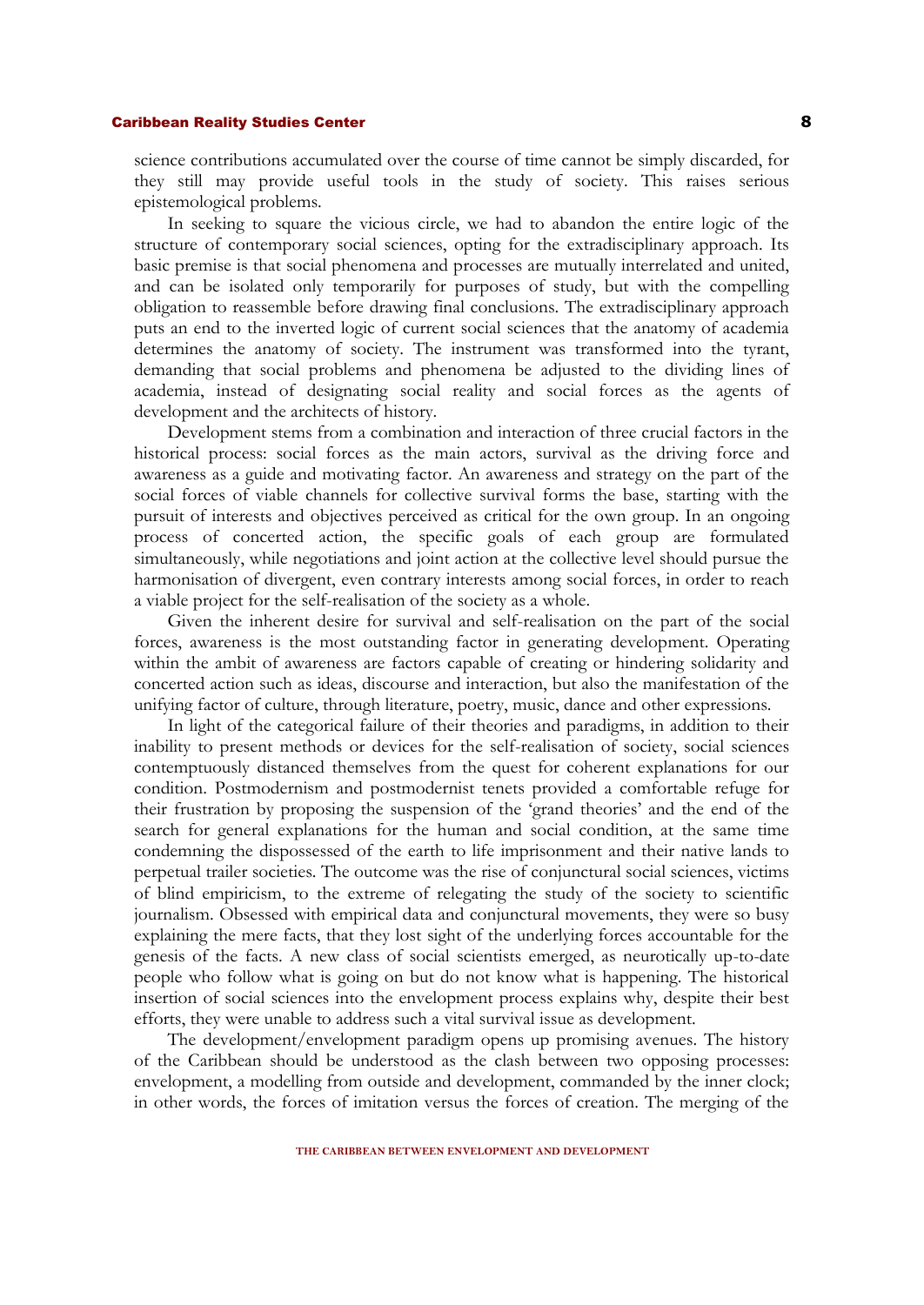science contributions accumulated over the course of time cannot be simply discarded, for they still may provide useful tools in the study of society. This raises serious epistemological problems.

In seeking to square the vicious circle, we had to abandon the entire logic of the structure of contemporary social sciences, opting for the extradisciplinary approach. Its basic premise is that social phenomena and processes are mutually interrelated and united, and can be isolated only temporarily for purposes of study, but with the compelling obligation to reassemble before drawing final conclusions. The extradisciplinary approach puts an end to the inverted logic of current social sciences that the anatomy of academia determines the anatomy of society. The instrument was transformed into the tyrant, demanding that social problems and phenomena be adjusted to the dividing lines of academia, instead of designating social reality and social forces as the agents of development and the architects of history.

Development stems from a combination and interaction of three crucial factors in the historical process: social forces as the main actors, survival as the driving force and awareness as a guide and motivating factor. An awareness and strategy on the part of the social forces of viable channels for collective survival forms the base, starting with the pursuit of interests and objectives perceived as critical for the own group. In an ongoing process of concerted action, the specific goals of each group are formulated simultaneously, while negotiations and joint action at the collective level should pursue the harmonisation of divergent, even contrary interests among social forces, in order to reach a viable project for the self-realisation of the society as a whole.

Given the inherent desire for survival and self-realisation on the part of the social forces, awareness is the most outstanding factor in generating development. Operating within the ambit of awareness are factors capable of creating or hindering solidarity and concerted action such as ideas, discourse and interaction, but also the manifestation of the unifying factor of culture, through literature, poetry, music, dance and other expressions.

In light of the categorical failure of their theories and paradigms, in addition to their inability to present methods or devices for the self-realisation of society, social sciences contemptuously distanced themselves from the quest for coherent explanations for our condition. Postmodernism and postmodernist tenets provided a comfortable refuge for their frustration by proposing the suspension of the 'grand theories' and the end of the search for general explanations for the human and social condition, at the same time condemning the dispossessed of the earth to life imprisonment and their native lands to perpetual trailer societies. The outcome was the rise of conjunctural social sciences, victims of blind empiricism, to the extreme of relegating the study of the society to scientific journalism. Obsessed with empirical data and conjunctural movements, they were so busy explaining the mere facts, that they lost sight of the underlying forces accountable for the genesis of the facts. A new class of social scientists emerged, as neurotically up-to-date people who follow what is going on but do not know what is happening. The historical insertion of social sciences into the envelopment process explains why, despite their best efforts, they were unable to address such a vital survival issue as development.

The development/envelopment paradigm opens up promising avenues. The history of the Caribbean should be understood as the clash between two opposing processes: envelopment, a modelling from outside and development, commanded by the inner clock; in other words, the forces of imitation versus the forces of creation. The merging of the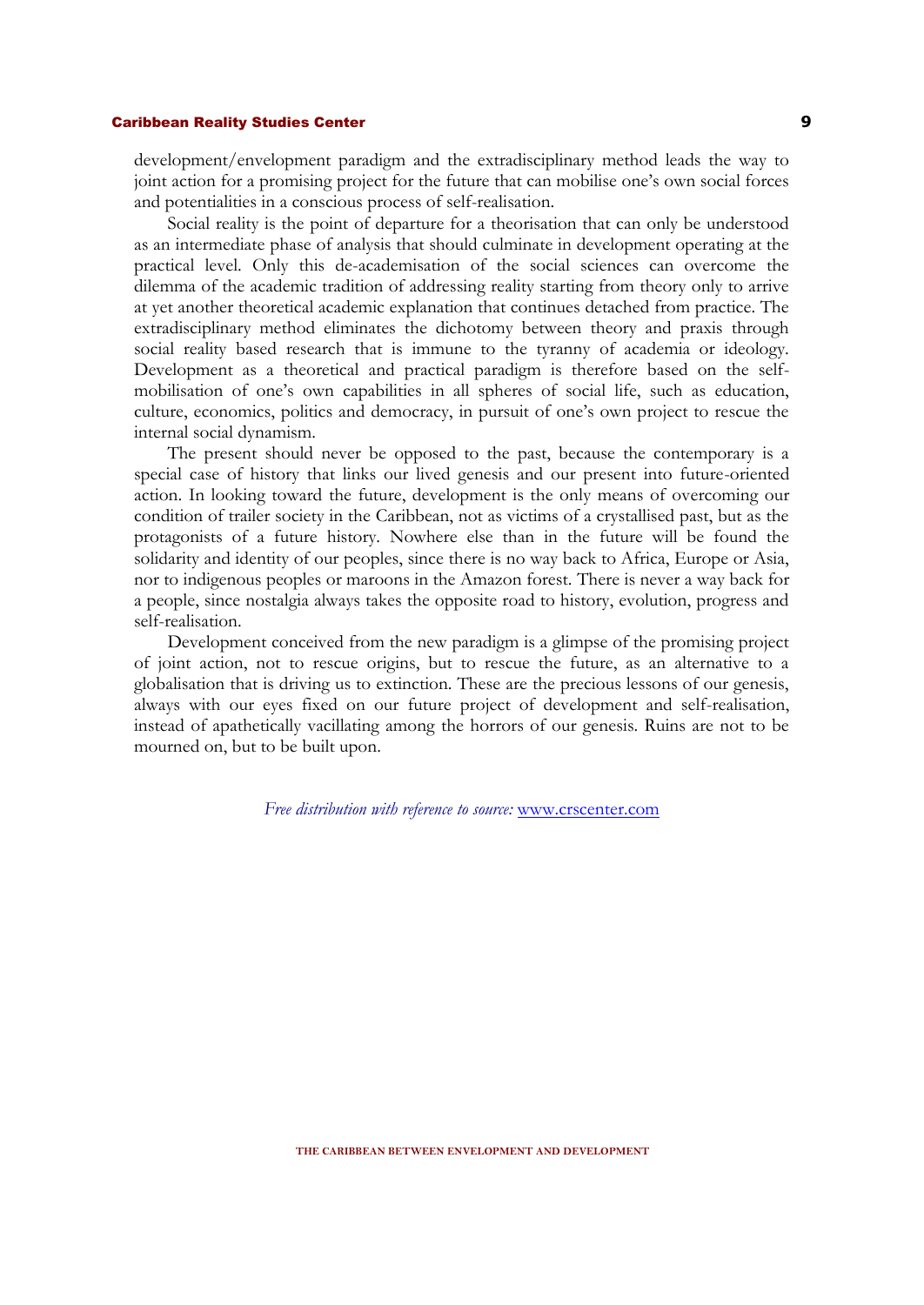development/envelopment paradigm and the extradisciplinary method leads the way to joint action for a promising project for the future that can mobilise one's own social forces and potentialities in a conscious process of self-realisation.

Social reality is the point of departure for a theorisation that can only be understood as an intermediate phase of analysis that should culminate in development operating at the practical level. Only this de-academisation of the social sciences can overcome the dilemma of the academic tradition of addressing reality starting from theory only to arrive at yet another theoretical academic explanation that continues detached from practice. The extradisciplinary method eliminates the dichotomy between theory and praxis through social reality based research that is immune to the tyranny of academia or ideology. Development as a theoretical and practical paradigm is therefore based on the self-mobilisation of one's own capabilities in all spheres of social life, such as education, culture, economics, politics and democracy, in pursuit of one's own project to rescue the internal social dynamism.

The present should never be opposed to the past, because the contemporary is a special case of history that links our lived genesis and our present into future-oriented action. In looking toward the future, development is the only means of overcoming our condition of trailer society in the Caribbean, not as victims of a crystallised past, but as the protagonists of a future history. Nowhere else than in the future will be found the solidarity and identity of our peoples, since there is no way back to Africa, Europe or Asia, nor to indigenous peoples or maroons in the Amazon forest. There is never a way back for a people, since nostalgia always takes the opposite road to history, evolution, progress and self-realisation.

Development conceived from the new paradigm is a glimpse of the promising project of joint action, not to rescue origins, but to rescue the future, as an alternative to a globalisation that is driving us to extinction. These are the precious lessons of our genesis, always with our eyes fixed on our future project of development and self-realisation, instead of apathetically vacillating among the horrors of our genesis. Ruins are not to be mourned on, but to be built upon.

*Free distribution with reference to source:* www.crscenter.com